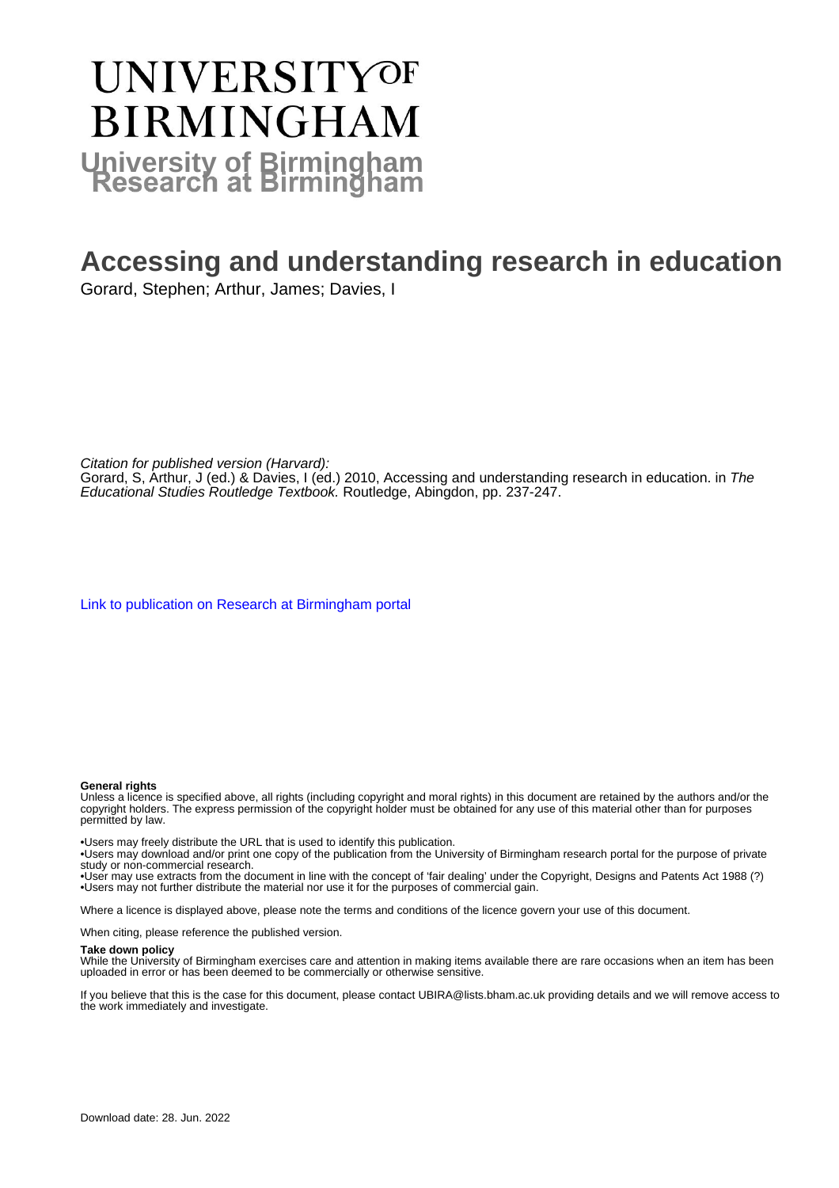# UNIVERSITY OF BIRMINGHAM

**University of Birmingham Research at Birmingham**

# Accessing and understanding research in education

Gorard, Stephen; Arthur, James; Davies, I

*Citation for published version (Harvard):*

Gorard, S, Arthur, J (ed.) & Davies, I (ed.) 2010, Accessing and understanding research in education. in *The Educational Studies Routledge Textbook*. Routledge, Abingdon, pp. 237-247.

Link to publication on Research at Birmingham portal

**General rights**

Unless a licence is specified above, all rights (including copyright and moral rights) in this document are retained by the authors and/or the copyright holders. The express permission of the copyright holder must be obtained for any use of this material other than for purposes permitted by law.

•Users may freely distribute the URL that is used to identify this publication.
•Users may download and/or print one copy of the publication from the University of Birmingham research portal for the purpose of private study or non-commercial research.
•User may use extracts from the document in line with the concept of 'fair dealing' under the Copyright, Designs and Patents Act 1988 (?)
•Users may not further distribute the material nor use it for the purposes of commercial gain.

Where a licence is displayed above, please note the terms and conditions of the licence govern your use of this document.

When citing, please reference the published version.

**Take down policy**

While the University of Birmingham exercises care and attention in making items available there are rare occasions when an item has been uploaded in error or has been deemed to be commercially or otherwise sensitive.

If you believe that this is the case for this document, please contact UBIRA@lists.bham.ac.uk providing details and we will remove access to the work immediately and investigate.

Download date: 28. Jun. 2022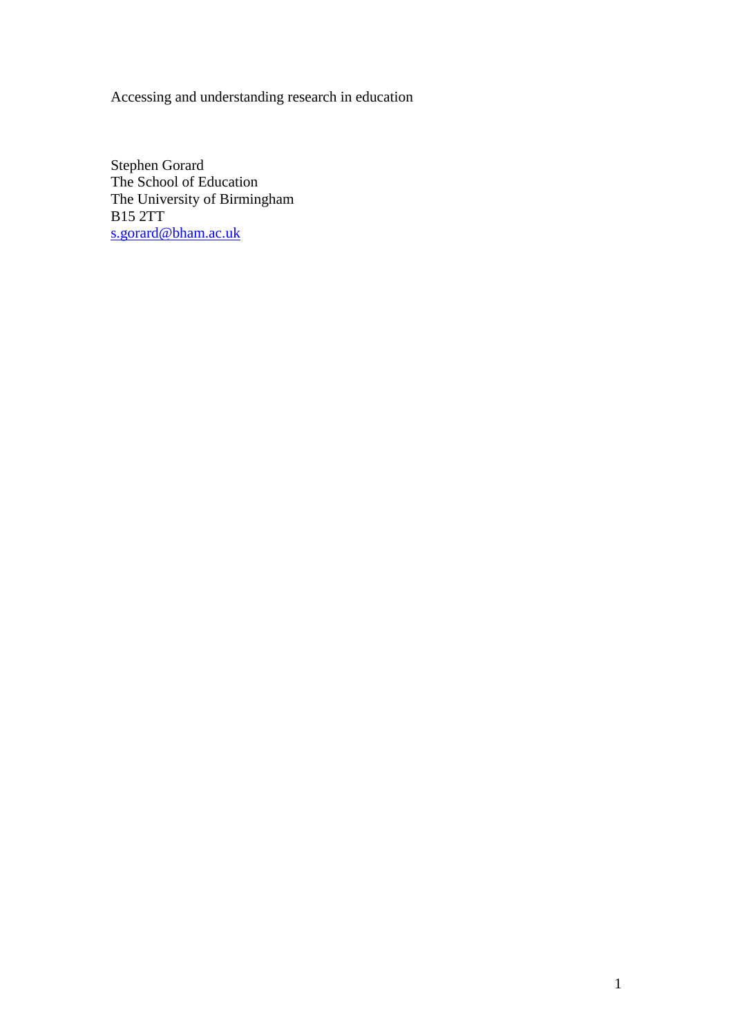Accessing and understanding research in education

Stephen Gorard
The School of Education
The University of Birmingham
B15 2TT
s.gorard@bham.ac.uk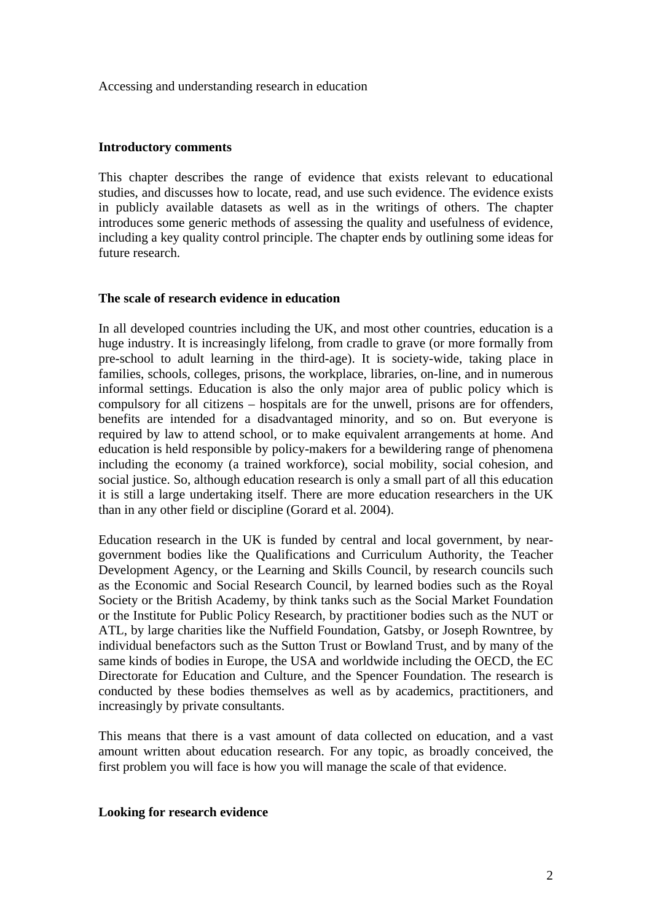Accessing and understanding research in education

## Introductory comments

This chapter describes the range of evidence that exists relevant to educational studies, and discusses how to locate, read, and use such evidence. The evidence exists in publicly available datasets as well as in the writings of others. The chapter introduces some generic methods of assessing the quality and usefulness of evidence, including a key quality control principle. The chapter ends by outlining some ideas for future research.

## The scale of research evidence in education

In all developed countries including the UK, and most other countries, education is a huge industry. It is increasingly lifelong, from cradle to grave (or more formally from pre-school to adult learning in the third-age). It is society-wide, taking place in families, schools, colleges, prisons, the workplace, libraries, on-line, and in numerous informal settings. Education is also the only major area of public policy which is compulsory for all citizens – hospitals are for the unwell, prisons are for offenders, benefits are intended for a disadvantaged minority, and so on. But everyone is required by law to attend school, or to make equivalent arrangements at home. And education is held responsible by policy-makers for a bewildering range of phenomena including the economy (a trained workforce), social mobility, social cohesion, and social justice. So, although education research is only a small part of all this education it is still a large undertaking itself. There are more education researchers in the UK than in any other field or discipline (Gorard et al. 2004).

Education research in the UK is funded by central and local government, by near-government bodies like the Qualifications and Curriculum Authority, the Teacher Development Agency, or the Learning and Skills Council, by research councils such as the Economic and Social Research Council, by learned bodies such as the Royal Society or the British Academy, by think tanks such as the Social Market Foundation or the Institute for Public Policy Research, by practitioner bodies such as the NUT or ATL, by large charities like the Nuffield Foundation, Gatsby, or Joseph Rowntree, by individual benefactors such as the Sutton Trust or Bowland Trust, and by many of the same kinds of bodies in Europe, the USA and worldwide including the OECD, the EC Directorate for Education and Culture, and the Spencer Foundation. The research is conducted by these bodies themselves as well as by academics, practitioners, and increasingly by private consultants.

This means that there is a vast amount of data collected on education, and a vast amount written about education research. For any topic, as broadly conceived, the first problem you will face is how you will manage the scale of that evidence.

## Looking for research evidence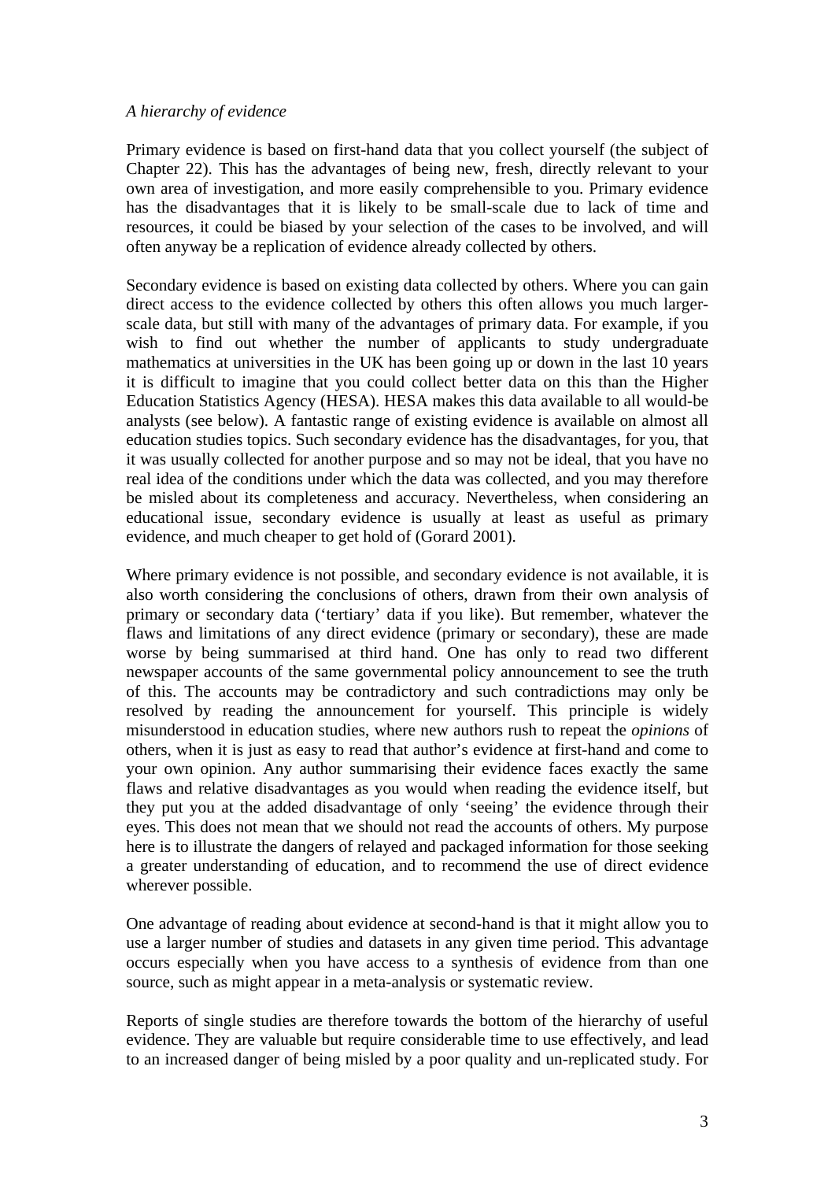*A hierarchy of evidence*

Primary evidence is based on first-hand data that you collect yourself (the subject of Chapter 22). This has the advantages of being new, fresh, directly relevant to your own area of investigation, and more easily comprehensible to you. Primary evidence has the disadvantages that it is likely to be small-scale due to lack of time and resources, it could be biased by your selection of the cases to be involved, and will often anyway be a replication of evidence already collected by others.

Secondary evidence is based on existing data collected by others. Where you can gain direct access to the evidence collected by others this often allows you much larger-scale data, but still with many of the advantages of primary data. For example, if you wish to find out whether the number of applicants to study undergraduate mathematics at universities in the UK has been going up or down in the last 10 years it is difficult to imagine that you could collect better data on this than the Higher Education Statistics Agency (HESA). HESA makes this data available to all would-be analysts (see below). A fantastic range of existing evidence is available on almost all education studies topics. Such secondary evidence has the disadvantages, for you, that it was usually collected for another purpose and so may not be ideal, that you have no real idea of the conditions under which the data was collected, and you may therefore be misled about its completeness and accuracy. Nevertheless, when considering an educational issue, secondary evidence is usually at least as useful as primary evidence, and much cheaper to get hold of (Gorard 2001).

Where primary evidence is not possible, and secondary evidence is not available, it is also worth considering the conclusions of others, drawn from their own analysis of primary or secondary data ('tertiary' data if you like). But remember, whatever the flaws and limitations of any direct evidence (primary or secondary), these are made worse by being summarised at third hand. One has only to read two different newspaper accounts of the same governmental policy announcement to see the truth of this. The accounts may be contradictory and such contradictions may only be resolved by reading the announcement for yourself. This principle is widely misunderstood in education studies, where new authors rush to repeat the *opinions* of others, when it is just as easy to read that author's evidence at first-hand and come to your own opinion. Any author summarising their evidence faces exactly the same flaws and relative disadvantages as you would when reading the evidence itself, but they put you at the added disadvantage of only 'seeing' the evidence through their eyes. This does not mean that we should not read the accounts of others. My purpose here is to illustrate the dangers of relayed and packaged information for those seeking a greater understanding of education, and to recommend the use of direct evidence wherever possible.

One advantage of reading about evidence at second-hand is that it might allow you to use a larger number of studies and datasets in any given time period. This advantage occurs especially when you have access to a synthesis of evidence from than one source, such as might appear in a meta-analysis or systematic review.

Reports of single studies are therefore towards the bottom of the hierarchy of useful evidence. They are valuable but require considerable time to use effectively, and lead to an increased danger of being misled by a poor quality and un-replicated study. For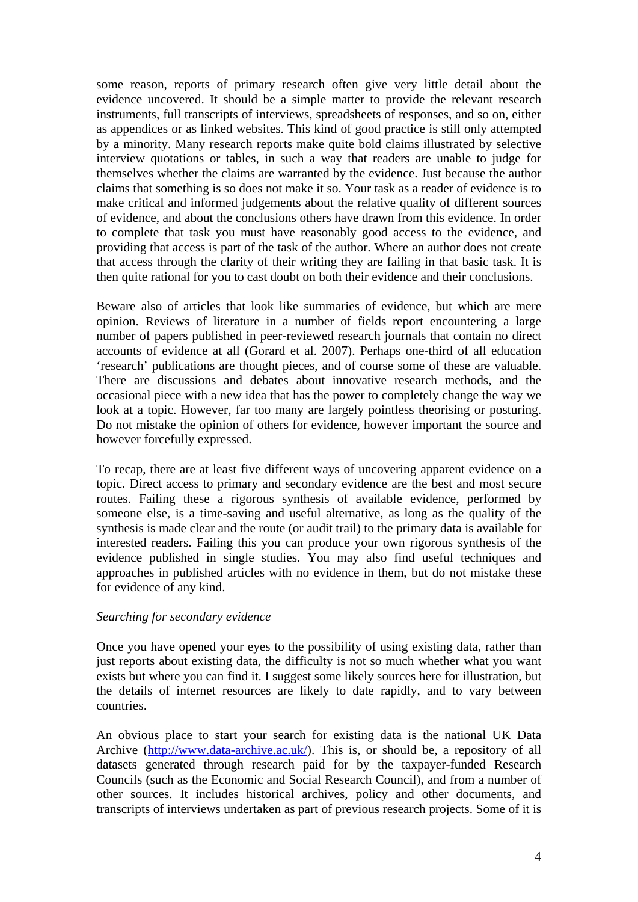some reason, reports of primary research often give very little detail about the evidence uncovered. It should be a simple matter to provide the relevant research instruments, full transcripts of interviews, spreadsheets of responses, and so on, either as appendices or as linked websites. This kind of good practice is still only attempted by a minority. Many research reports make quite bold claims illustrated by selective interview quotations or tables, in such a way that readers are unable to judge for themselves whether the claims are warranted by the evidence. Just because the author claims that something is so does not make it so. Your task as a reader of evidence is to make critical and informed judgements about the relative quality of different sources of evidence, and about the conclusions others have drawn from this evidence. In order to complete that task you must have reasonably good access to the evidence, and providing that access is part of the task of the author. Where an author does not create that access through the clarity of their writing they are failing in that basic task. It is then quite rational for you to cast doubt on both their evidence and their conclusions.

Beware also of articles that look like summaries of evidence, but which are mere opinion. Reviews of literature in a number of fields report encountering a large number of papers published in peer-reviewed research journals that contain no direct accounts of evidence at all (Gorard et al. 2007). Perhaps one-third of all education 'research' publications are thought pieces, and of course some of these are valuable. There are discussions and debates about innovative research methods, and the occasional piece with a new idea that has the power to completely change the way we look at a topic. However, far too many are largely pointless theorising or posturing. Do not mistake the opinion of others for evidence, however important the source and however forcefully expressed.

To recap, there are at least five different ways of uncovering apparent evidence on a topic. Direct access to primary and secondary evidence are the best and most secure routes. Failing these a rigorous synthesis of available evidence, performed by someone else, is a time-saving and useful alternative, as long as the quality of the synthesis is made clear and the route (or audit trail) to the primary data is available for interested readers. Failing this you can produce your own rigorous synthesis of the evidence published in single studies. You may also find useful techniques and approaches in published articles with no evidence in them, but do not mistake these for evidence of any kind.

*Searching for secondary evidence*

Once you have opened your eyes to the possibility of using existing data, rather than just reports about existing data, the difficulty is not so much whether what you want exists but where you can find it. I suggest some likely sources here for illustration, but the details of internet resources are likely to date rapidly, and to vary between countries.

An obvious place to start your search for existing data is the national UK Data Archive (http://www.data-archive.ac.uk/). This is, or should be, a repository of all datasets generated through research paid for by the taxpayer-funded Research Councils (such as the Economic and Social Research Council), and from a number of other sources. It includes historical archives, policy and other documents, and transcripts of interviews undertaken as part of previous research projects. Some of it is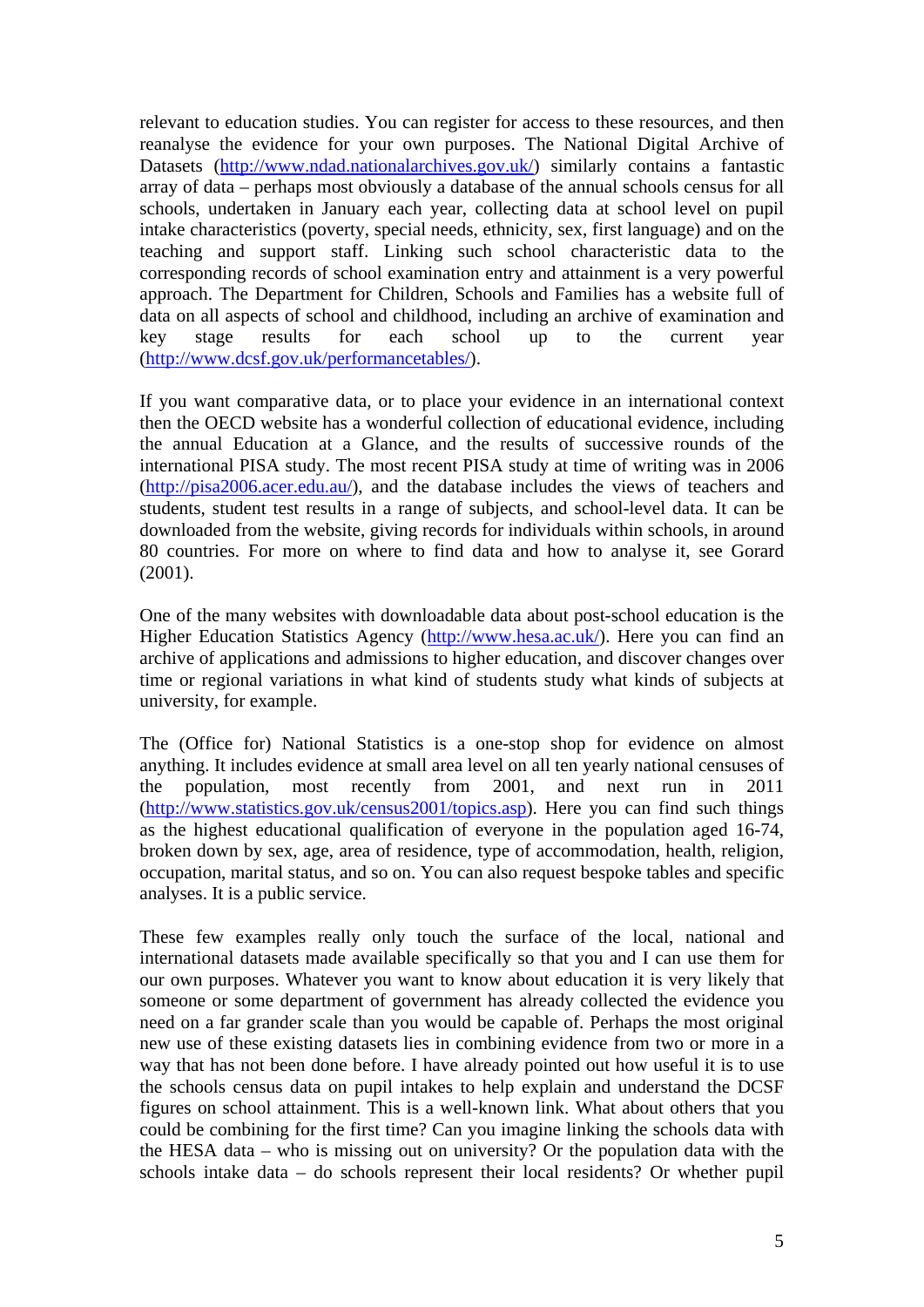relevant to education studies. You can register for access to these resources, and then reanalyse the evidence for your own purposes. The National Digital Archive of Datasets (http://www.ndad.nationalarchives.gov.uk/) similarly contains a fantastic array of data – perhaps most obviously a database of the annual schools census for all schools, undertaken in January each year, collecting data at school level on pupil intake characteristics (poverty, special needs, ethnicity, sex, first language) and on the teaching and support staff. Linking such school characteristic data to the corresponding records of school examination entry and attainment is a very powerful approach. The Department for Children, Schools and Families has a website full of data on all aspects of school and childhood, including an archive of examination and key stage results for each school up to the current year (http://www.dcsf.gov.uk/performancetables/).

If you want comparative data, or to place your evidence in an international context then the OECD website has a wonderful collection of educational evidence, including the annual Education at a Glance, and the results of successive rounds of the international PISA study. The most recent PISA study at time of writing was in 2006 (http://pisa2006.acer.edu.au/), and the database includes the views of teachers and students, student test results in a range of subjects, and school-level data. It can be downloaded from the website, giving records for individuals within schools, in around 80 countries. For more on where to find data and how to analyse it, see Gorard (2001).

One of the many websites with downloadable data about post-school education is the Higher Education Statistics Agency (http://www.hesa.ac.uk/). Here you can find an archive of applications and admissions to higher education, and discover changes over time or regional variations in what kind of students study what kinds of subjects at university, for example.

The (Office for) National Statistics is a one-stop shop for evidence on almost anything. It includes evidence at small area level on all ten yearly national censuses of the population, most recently from 2001, and next run in 2011 (http://www.statistics.gov.uk/census2001/topics.asp). Here you can find such things as the highest educational qualification of everyone in the population aged 16-74, broken down by sex, age, area of residence, type of accommodation, health, religion, occupation, marital status, and so on. You can also request bespoke tables and specific analyses. It is a public service.

These few examples really only touch the surface of the local, national and international datasets made available specifically so that you and I can use them for our own purposes. Whatever you want to know about education it is very likely that someone or some department of government has already collected the evidence you need on a far grander scale than you would be capable of. Perhaps the most original new use of these existing datasets lies in combining evidence from two or more in a way that has not been done before. I have already pointed out how useful it is to use the schools census data on pupil intakes to help explain and understand the DCSF figures on school attainment. This is a well-known link. What about others that you could be combining for the first time? Can you imagine linking the schools data with the HESA data – who is missing out on university? Or the population data with the schools intake data – do schools represent their local residents? Or whether pupil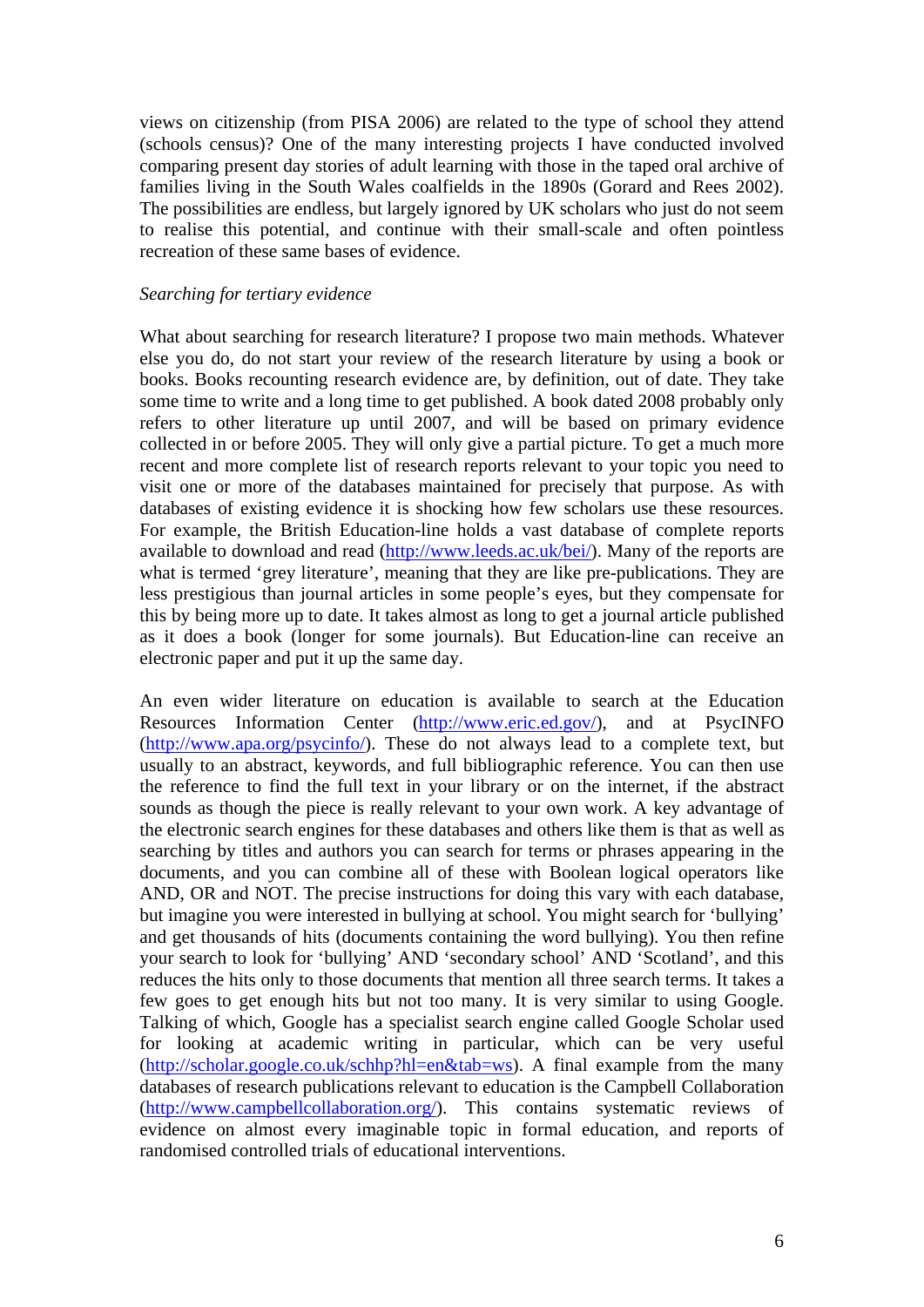views on citizenship (from PISA 2006) are related to the type of school they attend (schools census)? One of the many interesting projects I have conducted involved comparing present day stories of adult learning with those in the taped oral archive of families living in the South Wales coalfields in the 1890s (Gorard and Rees 2002). The possibilities are endless, but largely ignored by UK scholars who just do not seem to realise this potential, and continue with their small-scale and often pointless recreation of these same bases of evidence.

*Searching for tertiary evidence*

What about searching for research literature? I propose two main methods. Whatever else you do, do not start your review of the research literature by using a book or books. Books recounting research evidence are, by definition, out of date. They take some time to write and a long time to get published. A book dated 2008 probably only refers to other literature up until 2007, and will be based on primary evidence collected in or before 2005. They will only give a partial picture. To get a much more recent and more complete list of research reports relevant to your topic you need to visit one or more of the databases maintained for precisely that purpose. As with databases of existing evidence it is shocking how few scholars use these resources. For example, the British Education-line holds a vast database of complete reports available to download and read (http://www.leeds.ac.uk/bei/). Many of the reports are what is termed 'grey literature', meaning that they are like pre-publications. They are less prestigious than journal articles in some people's eyes, but they compensate for this by being more up to date. It takes almost as long to get a journal article published as it does a book (longer for some journals). But Education-line can receive an electronic paper and put it up the same day.

An even wider literature on education is available to search at the Education Resources Information Center (http://www.eric.ed.gov/), and at PsycINFO (http://www.apa.org/psycinfo/). These do not always lead to a complete text, but usually to an abstract, keywords, and full bibliographic reference. You can then use the reference to find the full text in your library or on the internet, if the abstract sounds as though the piece is really relevant to your own work. A key advantage of the electronic search engines for these databases and others like them is that as well as searching by titles and authors you can search for terms or phrases appearing in the documents, and you can combine all of these with Boolean logical operators like AND, OR and NOT. The precise instructions for doing this vary with each database, but imagine you were interested in bullying at school. You might search for 'bullying' and get thousands of hits (documents containing the word bullying). You then refine your search to look for 'bullying' AND 'secondary school' AND 'Scotland', and this reduces the hits only to those documents that mention all three search terms. It takes a few goes to get enough hits but not too many. It is very similar to using Google. Talking of which, Google has a specialist search engine called Google Scholar used for looking at academic writing in particular, which can be very useful (http://scholar.google.co.uk/schhp?hl=en&tab=ws). A final example from the many databases of research publications relevant to education is the Campbell Collaboration (http://www.campbellcollaboration.org/). This contains systematic reviews of evidence on almost every imaginable topic in formal education, and reports of randomised controlled trials of educational interventions.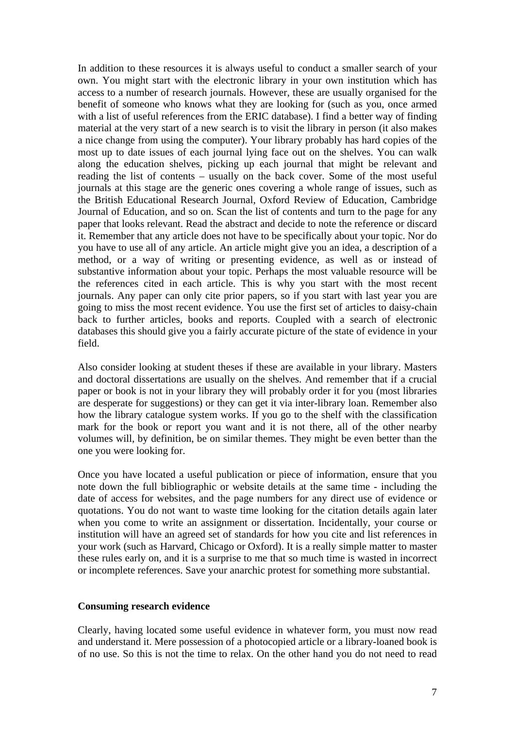In addition to these resources it is always useful to conduct a smaller search of your own. You might start with the electronic library in your own institution which has access to a number of research journals. However, these are usually organised for the benefit of someone who knows what they are looking for (such as you, once armed with a list of useful references from the ERIC database). I find a better way of finding material at the very start of a new search is to visit the library in person (it also makes a nice change from using the computer). Your library probably has hard copies of the most up to date issues of each journal lying face out on the shelves. You can walk along the education shelves, picking up each journal that might be relevant and reading the list of contents – usually on the back cover. Some of the most useful journals at this stage are the generic ones covering a whole range of issues, such as the British Educational Research Journal, Oxford Review of Education, Cambridge Journal of Education, and so on. Scan the list of contents and turn to the page for any paper that looks relevant. Read the abstract and decide to note the reference or discard it. Remember that any article does not have to be specifically about your topic. Nor do you have to use all of any article. An article might give you an idea, a description of a method, or a way of writing or presenting evidence, as well as or instead of substantive information about your topic. Perhaps the most valuable resource will be the references cited in each article. This is why you start with the most recent journals. Any paper can only cite prior papers, so if you start with last year you are going to miss the most recent evidence. You use the first set of articles to daisy-chain back to further articles, books and reports. Coupled with a search of electronic databases this should give you a fairly accurate picture of the state of evidence in your field.

Also consider looking at student theses if these are available in your library. Masters and doctoral dissertations are usually on the shelves. And remember that if a crucial paper or book is not in your library they will probably order it for you (most libraries are desperate for suggestions) or they can get it via inter-library loan. Remember also how the library catalogue system works. If you go to the shelf with the classification mark for the book or report you want and it is not there, all of the other nearby volumes will, by definition, be on similar themes. They might be even better than the one you were looking for.

Once you have located a useful publication or piece of information, ensure that you note down the full bibliographic or website details at the same time - including the date of access for websites, and the page numbers for any direct use of evidence or quotations. You do not want to waste time looking for the citation details again later when you come to write an assignment or dissertation. Incidentally, your course or institution will have an agreed set of standards for how you cite and list references in your work (such as Harvard, Chicago or Oxford). It is a really simple matter to master these rules early on, and it is a surprise to me that so much time is wasted in incorrect or incomplete references. Save your anarchic protest for something more substantial.

**Consuming research evidence**

Clearly, having located some useful evidence in whatever form, you must now read and understand it. Mere possession of a photocopied article or a library-loaned book is of no use. So this is not the time to relax. On the other hand you do not need to read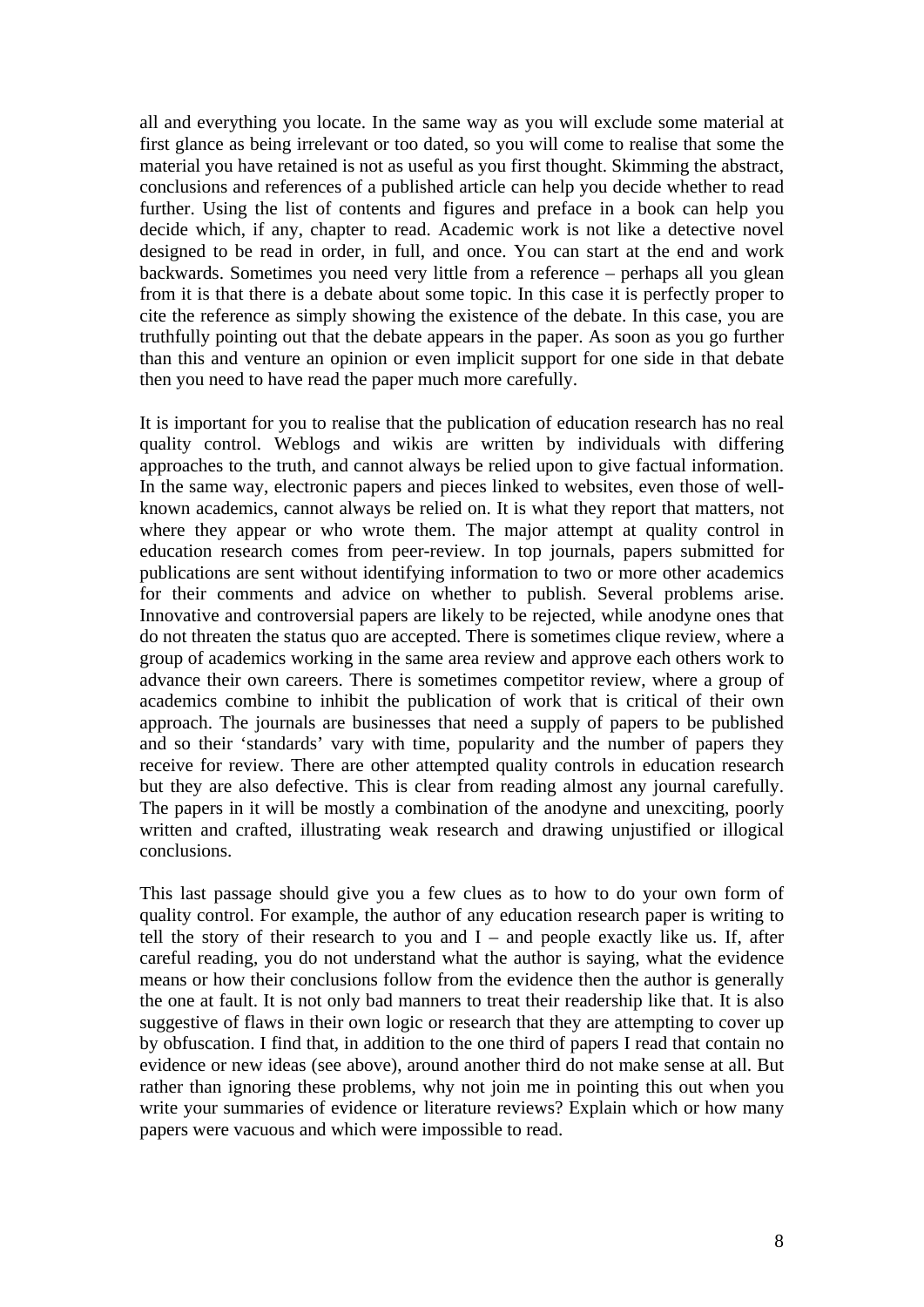all and everything you locate. In the same way as you will exclude some material at first glance as being irrelevant or too dated, so you will come to realise that some the material you have retained is not as useful as you first thought. Skimming the abstract, conclusions and references of a published article can help you decide whether to read further. Using the list of contents and figures and preface in a book can help you decide which, if any, chapter to read. Academic work is not like a detective novel designed to be read in order, in full, and once. You can start at the end and work backwards. Sometimes you need very little from a reference – perhaps all you glean from it is that there is a debate about some topic. In this case it is perfectly proper to cite the reference as simply showing the existence of the debate. In this case, you are truthfully pointing out that the debate appears in the paper. As soon as you go further than this and venture an opinion or even implicit support for one side in that debate then you need to have read the paper much more carefully.

It is important for you to realise that the publication of education research has no real quality control. Weblogs and wikis are written by individuals with differing approaches to the truth, and cannot always be relied upon to give factual information. In the same way, electronic papers and pieces linked to websites, even those of well-known academics, cannot always be relied on. It is what they report that matters, not where they appear or who wrote them. The major attempt at quality control in education research comes from peer-review. In top journals, papers submitted for publications are sent without identifying information to two or more other academics for their comments and advice on whether to publish. Several problems arise. Innovative and controversial papers are likely to be rejected, while anodyne ones that do not threaten the status quo are accepted. There is sometimes clique review, where a group of academics working in the same area review and approve each others work to advance their own careers. There is sometimes competitor review, where a group of academics combine to inhibit the publication of work that is critical of their own approach. The journals are businesses that need a supply of papers to be published and so their 'standards' vary with time, popularity and the number of papers they receive for review. There are other attempted quality controls in education research but they are also defective. This is clear from reading almost any journal carefully. The papers in it will be mostly a combination of the anodyne and unexciting, poorly written and crafted, illustrating weak research and drawing unjustified or illogical conclusions.

This last passage should give you a few clues as to how to do your own form of quality control. For example, the author of any education research paper is writing to tell the story of their research to you and I – and people exactly like us. If, after careful reading, you do not understand what the author is saying, what the evidence means or how their conclusions follow from the evidence then the author is generally the one at fault. It is not only bad manners to treat their readership like that. It is also suggestive of flaws in their own logic or research that they are attempting to cover up by obfuscation. I find that, in addition to the one third of papers I read that contain no evidence or new ideas (see above), around another third do not make sense at all. But rather than ignoring these problems, why not join me in pointing this out when you write your summaries of evidence or literature reviews? Explain which or how many papers were vacuous and which were impossible to read.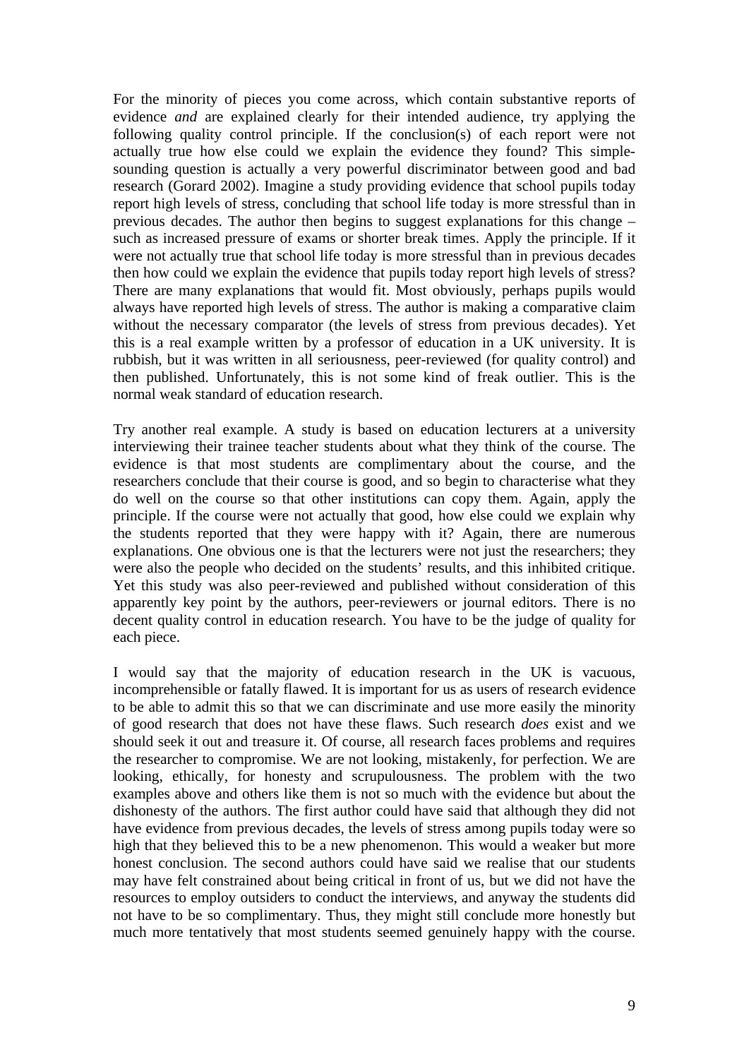For the minority of pieces you come across, which contain substantive reports of evidence *and* are explained clearly for their intended audience, try applying the following quality control principle. If the conclusion(s) of each report were not actually true how else could we explain the evidence they found? This simple-sounding question is actually a very powerful discriminator between good and bad research (Gorard 2002). Imagine a study providing evidence that school pupils today report high levels of stress, concluding that school life today is more stressful than in previous decades. The author then begins to suggest explanations for this change – such as increased pressure of exams or shorter break times. Apply the principle. If it were not actually true that school life today is more stressful than in previous decades then how could we explain the evidence that pupils today report high levels of stress? There are many explanations that would fit. Most obviously, perhaps pupils would always have reported high levels of stress. The author is making a comparative claim without the necessary comparator (the levels of stress from previous decades). Yet this is a real example written by a professor of education in a UK university. It is rubbish, but it was written in all seriousness, peer-reviewed (for quality control) and then published. Unfortunately, this is not some kind of freak outlier. This is the normal weak standard of education research.

Try another real example. A study is based on education lecturers at a university interviewing their trainee teacher students about what they think of the course. The evidence is that most students are complimentary about the course, and the researchers conclude that their course is good, and so begin to characterise what they do well on the course so that other institutions can copy them. Again, apply the principle. If the course were not actually that good, how else could we explain why the students reported that they were happy with it? Again, there are numerous explanations. One obvious one is that the lecturers were not just the researchers; they were also the people who decided on the students' results, and this inhibited critique. Yet this study was also peer-reviewed and published without consideration of this apparently key point by the authors, peer-reviewers or journal editors. There is no decent quality control in education research. You have to be the judge of quality for each piece.

I would say that the majority of education research in the UK is vacuous, incomprehensible or fatally flawed. It is important for us as users of research evidence to be able to admit this so that we can discriminate and use more easily the minority of good research that does not have these flaws. Such research *does* exist and we should seek it out and treasure it. Of course, all research faces problems and requires the researcher to compromise. We are not looking, mistakenly, for perfection. We are looking, ethically, for honesty and scrupulousness. The problem with the two examples above and others like them is not so much with the evidence but about the dishonesty of the authors. The first author could have said that although they did not have evidence from previous decades, the levels of stress among pupils today were so high that they believed this to be a new phenomenon. This would a weaker but more honest conclusion. The second authors could have said we realise that our students may have felt constrained about being critical in front of us, but we did not have the resources to employ outsiders to conduct the interviews, and anyway the students did not have to be so complimentary. Thus, they might still conclude more honestly but much more tentatively that most students seemed genuinely happy with the course.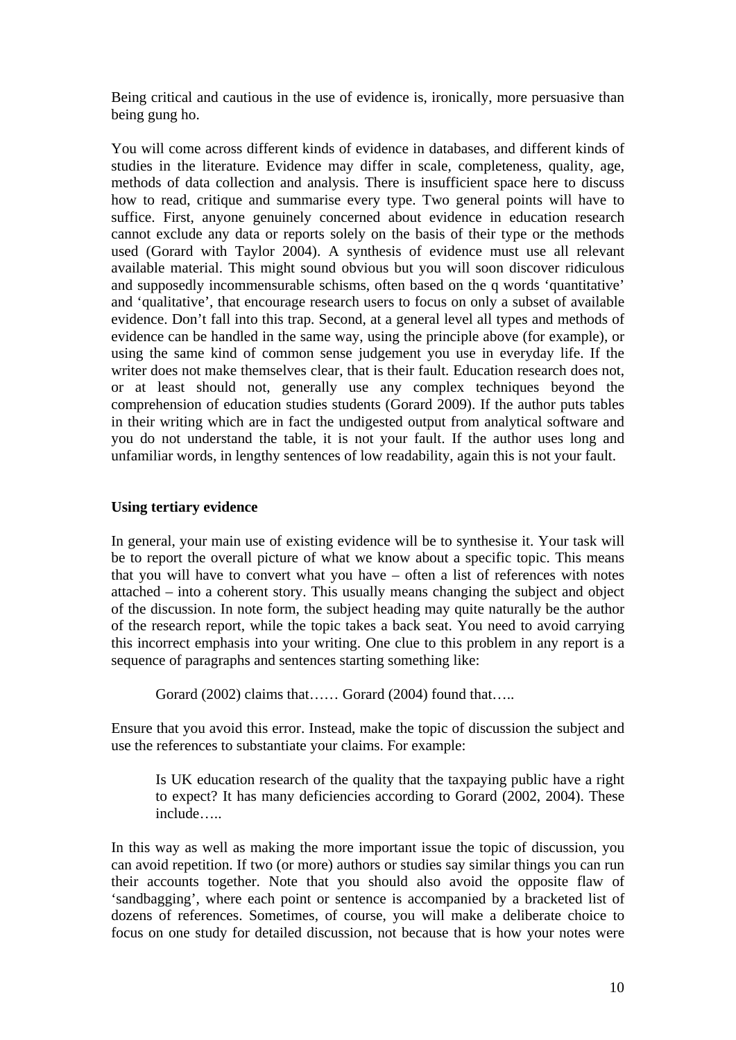Being critical and cautious in the use of evidence is, ironically, more persuasive than being gung ho.

You will come across different kinds of evidence in databases, and different kinds of studies in the literature. Evidence may differ in scale, completeness, quality, age, methods of data collection and analysis. There is insufficient space here to discuss how to read, critique and summarise every type. Two general points will have to suffice. First, anyone genuinely concerned about evidence in education research cannot exclude any data or reports solely on the basis of their type or the methods used (Gorard with Taylor 2004). A synthesis of evidence must use all relevant available material. This might sound obvious but you will soon discover ridiculous and supposedly incommensurable schisms, often based on the q words 'quantitative' and 'qualitative', that encourage research users to focus on only a subset of available evidence. Don't fall into this trap. Second, at a general level all types and methods of evidence can be handled in the same way, using the principle above (for example), or using the same kind of common sense judgement you use in everyday life. If the writer does not make themselves clear, that is their fault. Education research does not, or at least should not, generally use any complex techniques beyond the comprehension of education studies students (Gorard 2009). If the author puts tables in their writing which are in fact the undigested output from analytical software and you do not understand the table, it is not your fault. If the author uses long and unfamiliar words, in lengthy sentences of low readability, again this is not your fault.

### Using tertiary evidence

In general, your main use of existing evidence will be to synthesise it. Your task will be to report the overall picture of what we know about a specific topic. This means that you will have to convert what you have – often a list of references with notes attached – into a coherent story. This usually means changing the subject and object of the discussion. In note form, the subject heading may quite naturally be the author of the research report, while the topic takes a back seat. You need to avoid carrying this incorrect emphasis into your writing. One clue to this problem in any report is a sequence of paragraphs and sentences starting something like:

> Gorard (2002) claims that…… Gorard (2004) found that…..

Ensure that you avoid this error. Instead, make the topic of discussion the subject and use the references to substantiate your claims. For example:

> Is UK education research of the quality that the taxpaying public have a right to expect? It has many deficiencies according to Gorard (2002, 2004). These include…..

In this way as well as making the more important issue the topic of discussion, you can avoid repetition. If two (or more) authors or studies say similar things you can run their accounts together. Note that you should also avoid the opposite flaw of 'sandbagging', where each point or sentence is accompanied by a bracketed list of dozens of references. Sometimes, of course, you will make a deliberate choice to focus on one study for detailed discussion, not because that is how your notes were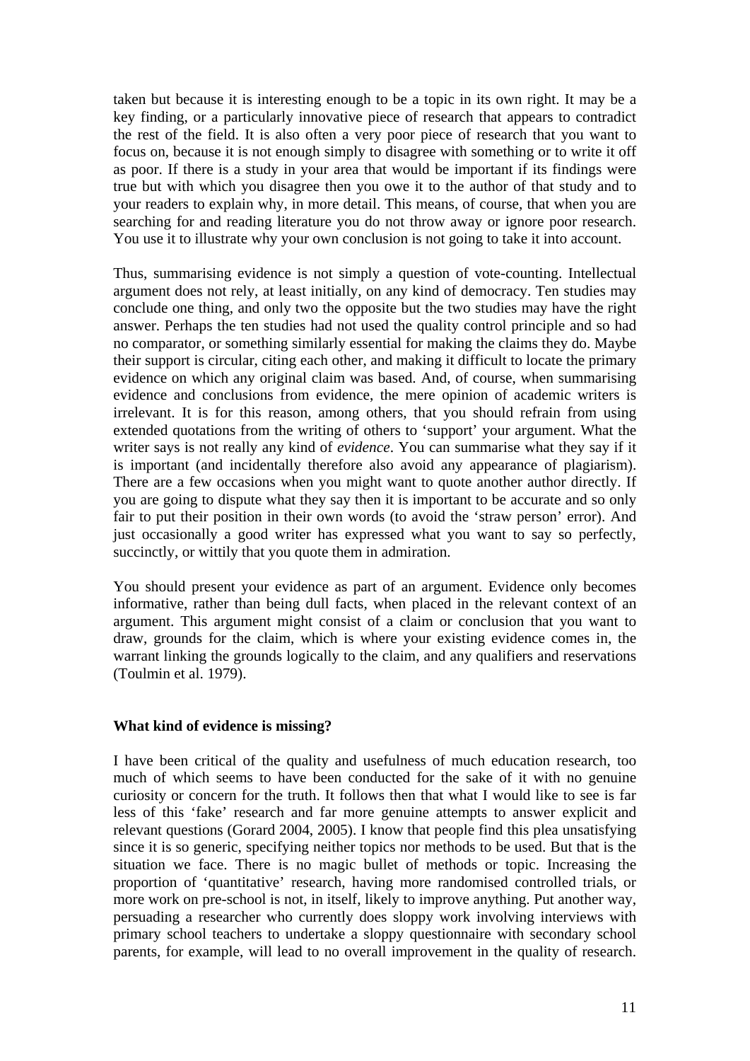taken but because it is interesting enough to be a topic in its own right. It may be a key finding, or a particularly innovative piece of research that appears to contradict the rest of the field. It is also often a very poor piece of research that you want to focus on, because it is not enough simply to disagree with something or to write it off as poor. If there is a study in your area that would be important if its findings were true but with which you disagree then you owe it to the author of that study and to your readers to explain why, in more detail. This means, of course, that when you are searching for and reading literature you do not throw away or ignore poor research. You use it to illustrate why your own conclusion is not going to take it into account.

Thus, summarising evidence is not simply a question of vote-counting. Intellectual argument does not rely, at least initially, on any kind of democracy. Ten studies may conclude one thing, and only two the opposite but the two studies may have the right answer. Perhaps the ten studies had not used the quality control principle and so had no comparator, or something similarly essential for making the claims they do. Maybe their support is circular, citing each other, and making it difficult to locate the primary evidence on which any original claim was based. And, of course, when summarising evidence and conclusions from evidence, the mere opinion of academic writers is irrelevant. It is for this reason, among others, that you should refrain from using extended quotations from the writing of others to 'support' your argument. What the writer says is not really any kind of *evidence*. You can summarise what they say if it is important (and incidentally therefore also avoid any appearance of plagiarism). There are a few occasions when you might want to quote another author directly. If you are going to dispute what they say then it is important to be accurate and so only fair to put their position in their own words (to avoid the 'straw person' error). And just occasionally a good writer has expressed what you want to say so perfectly, succinctly, or wittily that you quote them in admiration.

You should present your evidence as part of an argument. Evidence only becomes informative, rather than being dull facts, when placed in the relevant context of an argument. This argument might consist of a claim or conclusion that you want to draw, grounds for the claim, which is where your existing evidence comes in, the warrant linking the grounds logically to the claim, and any qualifiers and reservations (Toulmin et al. 1979).

**What kind of evidence is missing?**

I have been critical of the quality and usefulness of much education research, too much of which seems to have been conducted for the sake of it with no genuine curiosity or concern for the truth. It follows then that what I would like to see is far less of this 'fake' research and far more genuine attempts to answer explicit and relevant questions (Gorard 2004, 2005). I know that people find this plea unsatisfying since it is so generic, specifying neither topics nor methods to be used. But that is the situation we face. There is no magic bullet of methods or topic. Increasing the proportion of 'quantitative' research, having more randomised controlled trials, or more work on pre-school is not, in itself, likely to improve anything. Put another way, persuading a researcher who currently does sloppy work involving interviews with primary school teachers to undertake a sloppy questionnaire with secondary school parents, for example, will lead to no overall improvement in the quality of research.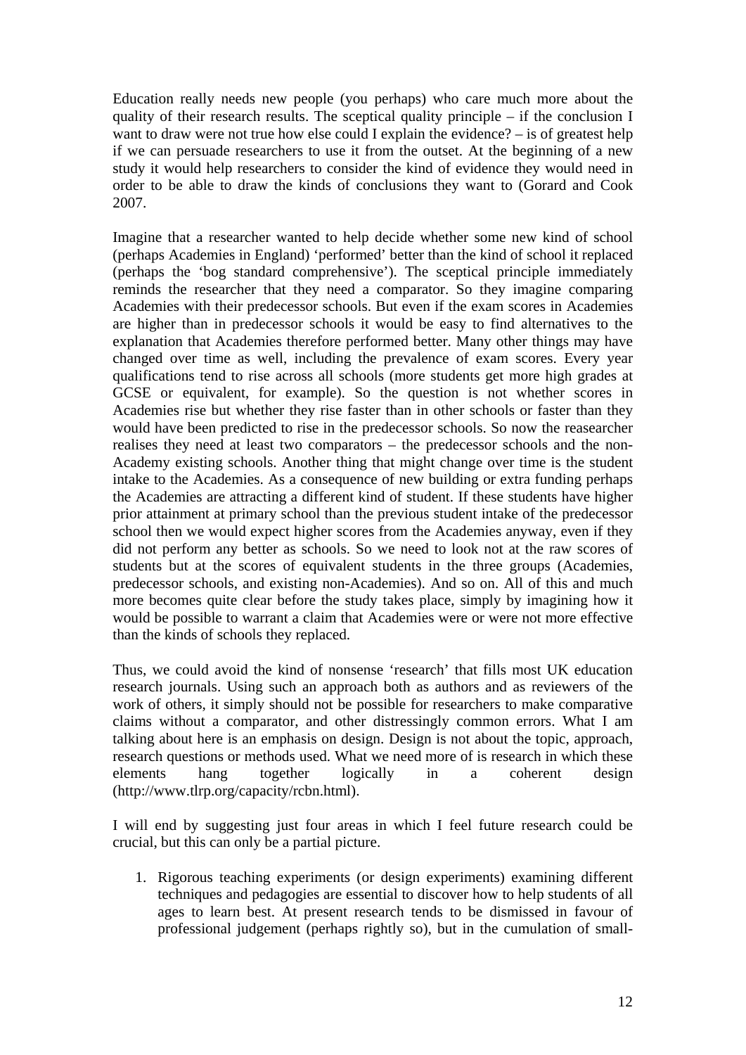Education really needs new people (you perhaps) who care much more about the quality of their research results. The sceptical quality principle – if the conclusion I want to draw were not true how else could I explain the evidence? – is of greatest help if we can persuade researchers to use it from the outset. At the beginning of a new study it would help researchers to consider the kind of evidence they would need in order to be able to draw the kinds of conclusions they want to (Gorard and Cook 2007.

Imagine that a researcher wanted to help decide whether some new kind of school (perhaps Academies in England) 'performed' better than the kind of school it replaced (perhaps the 'bog standard comprehensive'). The sceptical principle immediately reminds the researcher that they need a comparator. So they imagine comparing Academies with their predecessor schools. But even if the exam scores in Academies are higher than in predecessor schools it would be easy to find alternatives to the explanation that Academies therefore performed better. Many other things may have changed over time as well, including the prevalence of exam scores. Every year qualifications tend to rise across all schools (more students get more high grades at GCSE or equivalent, for example). So the question is not whether scores in Academies rise but whether they rise faster than in other schools or faster than they would have been predicted to rise in the predecessor schools. So now the reasearcher realises they need at least two comparators – the predecessor schools and the non-Academy existing schools. Another thing that might change over time is the student intake to the Academies. As a consequence of new building or extra funding perhaps the Academies are attracting a different kind of student. If these students have higher prior attainment at primary school than the previous student intake of the predecessor school then we would expect higher scores from the Academies anyway, even if they did not perform any better as schools. So we need to look not at the raw scores of students but at the scores of equivalent students in the three groups (Academies, predecessor schools, and existing non-Academies). And so on. All of this and much more becomes quite clear before the study takes place, simply by imagining how it would be possible to warrant a claim that Academies were or were not more effective than the kinds of schools they replaced.

Thus, we could avoid the kind of nonsense 'research' that fills most UK education research journals. Using such an approach both as authors and as reviewers of the work of others, it simply should not be possible for researchers to make comparative claims without a comparator, and other distressingly common errors. What I am talking about here is an emphasis on design. Design is not about the topic, approach, research questions or methods used. What we need more of is research in which these elements hang together logically in a coherent design (http://www.tlrp.org/capacity/rcbn.html).

I will end by suggesting just four areas in which I feel future research could be crucial, but this can only be a partial picture.

1. Rigorous teaching experiments (or design experiments) examining different techniques and pedagogies are essential to discover how to help students of all ages to learn best. At present research tends to be dismissed in favour of professional judgement (perhaps rightly so), but in the cumulation of small-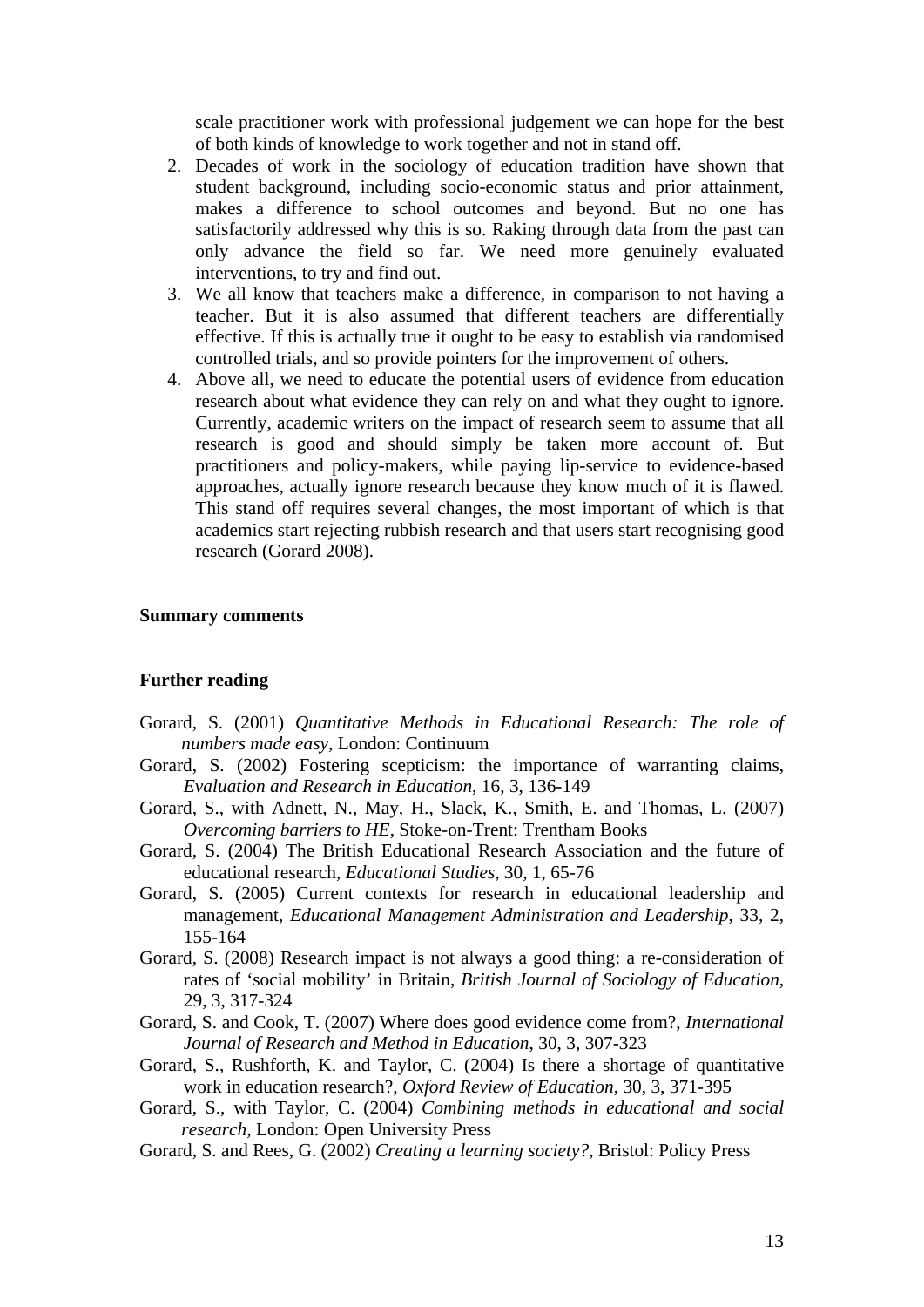scale practitioner work with professional judgement we can hope for the best of both kinds of knowledge to work together and not in stand off.

2. Decades of work in the sociology of education tradition have shown that student background, including socio-economic status and prior attainment, makes a difference to school outcomes and beyond. But no one has satisfactorily addressed why this is so. Raking through data from the past can only advance the field so far. We need more genuinely evaluated interventions, to try and find out.
3. We all know that teachers make a difference, in comparison to not having a teacher. But it is also assumed that different teachers are differentially effective. If this is actually true it ought to be easy to establish via randomised controlled trials, and so provide pointers for the improvement of others.
4. Above all, we need to educate the potential users of evidence from education research about what evidence they can rely on and what they ought to ignore. Currently, academic writers on the impact of research seem to assume that all research is good and should simply be taken more account of. But practitioners and policy-makers, while paying lip-service to evidence-based approaches, actually ignore research because they know much of it is flawed. This stand off requires several changes, the most important of which is that academics start rejecting rubbish research and that users start recognising good research (Gorard 2008).

**Summary comments**

**Further reading**

Gorard, S. (2001) *Quantitative Methods in Educational Research: The role of numbers made easy*, London: Continuum

Gorard, S. (2002) Fostering scepticism: the importance of warranting claims, *Evaluation and Research in Education*, 16, 3, 136-149

Gorard, S., with Adnett, N., May, H., Slack, K., Smith, E. and Thomas, L. (2007) *Overcoming barriers to HE*, Stoke-on-Trent: Trentham Books

Gorard, S. (2004) The British Educational Research Association and the future of educational research, *Educational Studies*, 30, 1, 65-76

Gorard, S. (2005) Current contexts for research in educational leadership and management, *Educational Management Administration and Leadership*, 33, 2, 155-164

Gorard, S. (2008) Research impact is not always a good thing: a re-consideration of rates of 'social mobility' in Britain, *British Journal of Sociology of Education*, 29, 3, 317-324

Gorard, S. and Cook, T. (2007) Where does good evidence come from?, *International Journal of Research and Method in Education*, 30, 3, 307-323

Gorard, S., Rushforth, K. and Taylor, C. (2004) Is there a shortage of quantitative work in education research?, *Oxford Review of Education*, 30, 3, 371-395

Gorard, S., with Taylor, C. (2004) *Combining methods in educational and social research*, London: Open University Press

Gorard, S. and Rees, G. (2002) *Creating a learning society?*, Bristol: Policy Press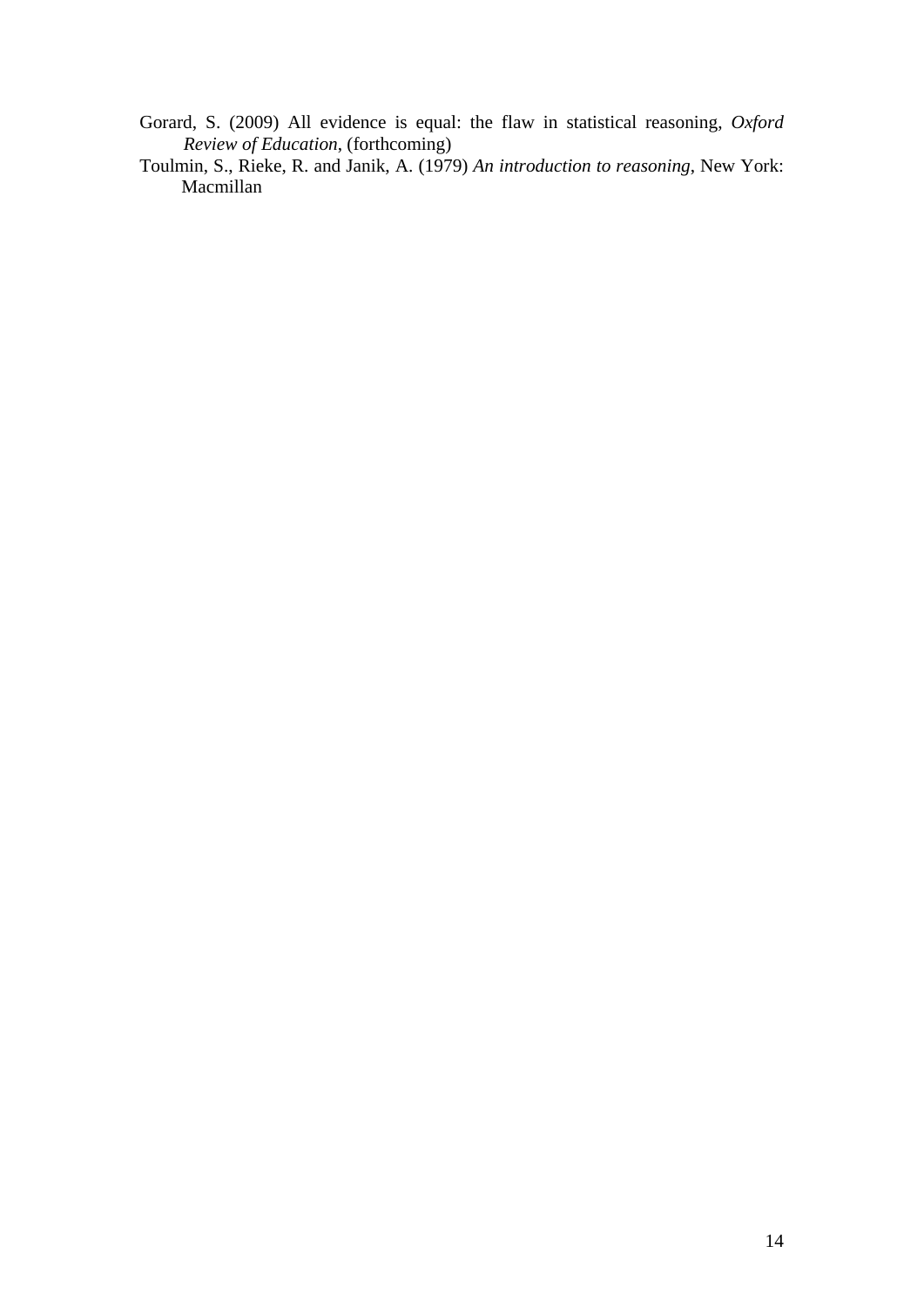Gorard, S. (2009) All evidence is equal: the flaw in statistical reasoning, *Oxford Review of Education*, (forthcoming)

Toulmin, S., Rieke, R. and Janik, A. (1979) *An introduction to reasoning*, New York: Macmillan